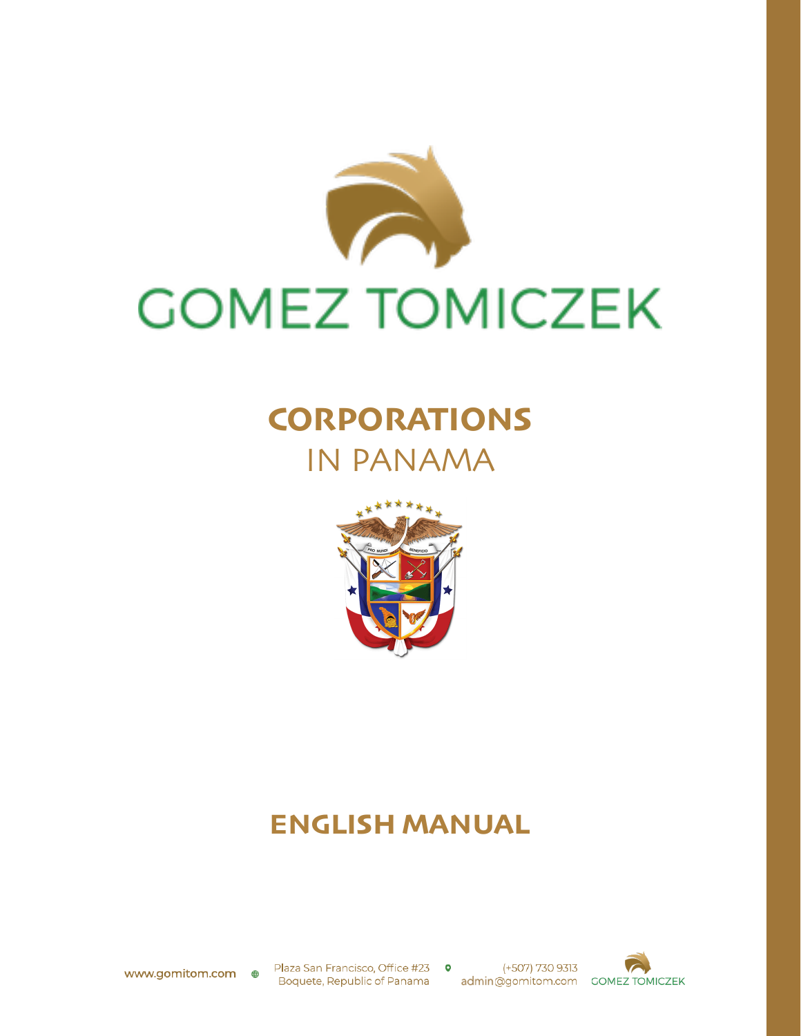# GOMEZ TOMICZEK

# CORPORATIONS

## IN PANAMA

## ENGLISH MANUAL

www.gomitom.com

Plaza San Francisco, Office #23
Boquete, Republic of Panama

(+507) 730 9313
admin@gomitom.com

GOMEZ TOMICZEK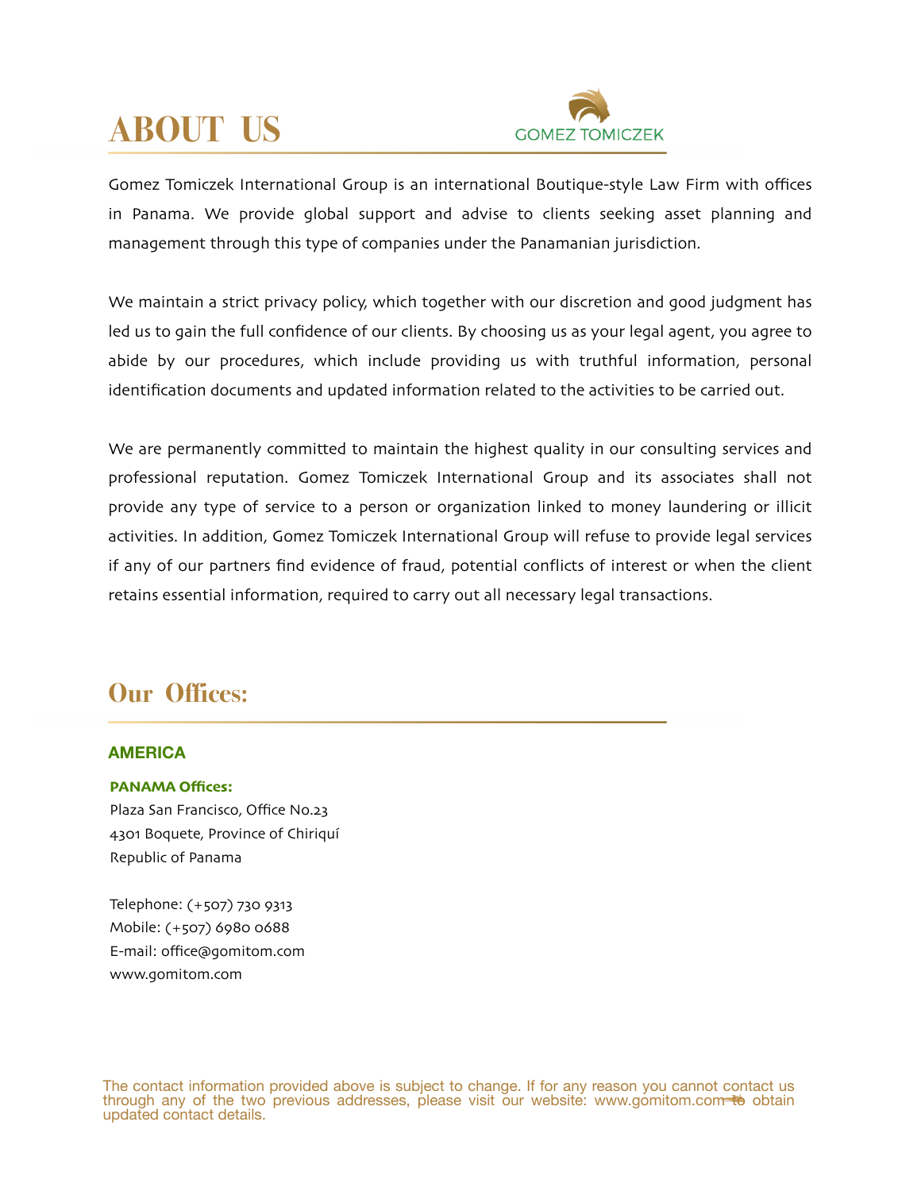# ABOUT US

GOMEZ TOMICZEK

Gomez Tomiczek International Group is an international Boutique-style Law Firm with offices in Panama. We provide global support and advise to clients seeking asset planning and management through this type of companies under the Panamanian jurisdiction.

We maintain a strict privacy policy, which together with our discretion and good judgment has led us to gain the full confidence of our clients. By choosing us as your legal agent, you agree to abide by our procedures, which include providing us with truthful information, personal identification documents and updated information related to the activities to be carried out.

We are permanently committed to maintain the highest quality in our consulting services and professional reputation. Gomez Tomiczek International Group and its associates shall not provide any type of service to a person or organization linked to money laundering or illicit activities. In addition, Gomez Tomiczek International Group will refuse to provide legal services if any of our partners find evidence of fraud, potential conflicts of interest or when the client retains essential information, required to carry out all necessary legal transactions.

## Our Offices:

### AMERICA

**PANAMA Offices:**
Plaza San Francisco, Office No.23
4301 Boquete, Province of Chiriquí
Republic of Panama

Telephone: (+507) 730 9313
Mobile: (+507) 6980 0688
E-mail: office@gomitom.com
www.gomitom.com

The contact information provided above is subject to change. If for any reason you cannot contact us through any of the two previous addresses, please visit our website: www.gomitom.com to obtain updated contact details.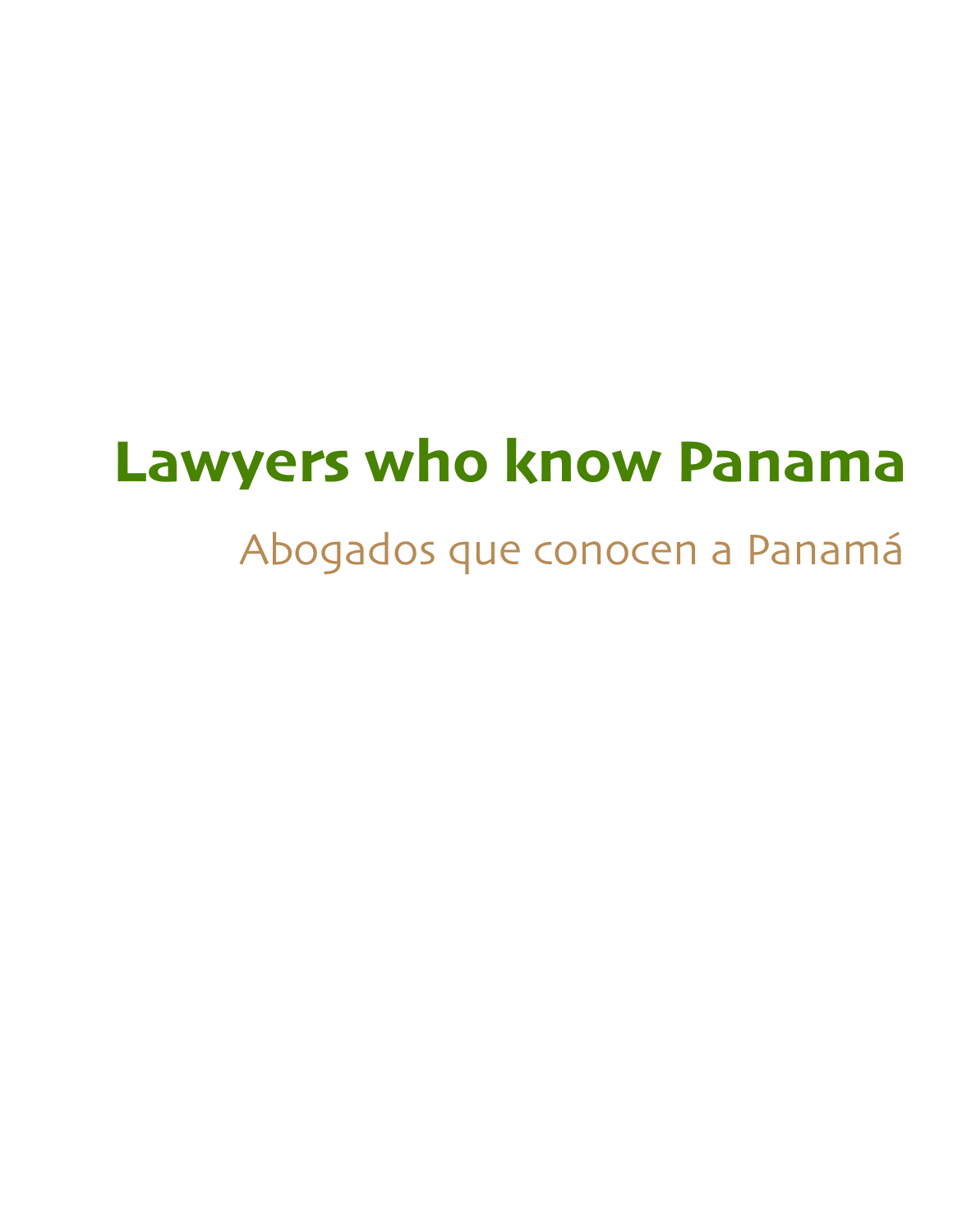# Lawyers who know Panama

## Abogados que conocen a Panamá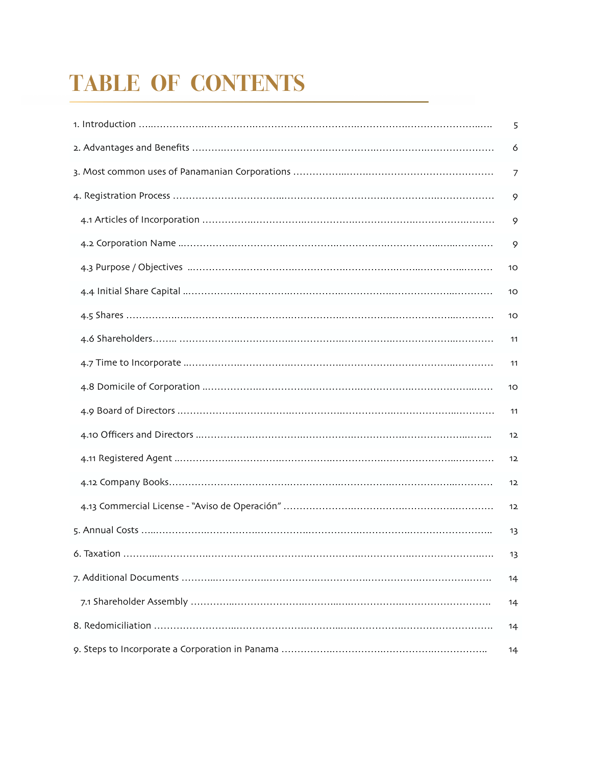# TABLE OF CONTENTS

| | |
|---|---|
| 1. Introduction | 5 |
| 2. Advantages and Benefits | 6 |
| 3. Most common uses of Panamanian Corporations | 7 |
| 4. Registration Process | 9 |
| 4.1 Articles of Incorporation | 9 |
| 4.2 Corporation Name | 9 |
| 4.3 Purpose / Objectives | 10 |
| 4.4 Initial Share Capital | 10 |
| 4.5 Shares | 10 |
| 4.6 Shareholders | 11 |
| 4.7 Time to Incorporate | 11 |
| 4.8 Domicile of Corporation | 10 |
| 4.9 Board of Directors | 11 |
| 4.10 Officers and Directors | 12 |
| 4.11 Registered Agent | 12 |
| 4.12 Company Books | 12 |
| 4.13 Commercial License - "Aviso de Operación" | 12 |
| 5. Annual Costs | 13 |
| 6. Taxation | 13 |
| 7. Additional Documents | 14 |
| 7.1 Shareholder Assembly | 14 |
| 8. Redomiciliation | 14 |
| 9. Steps to Incorporate a Corporation in Panama | 14 |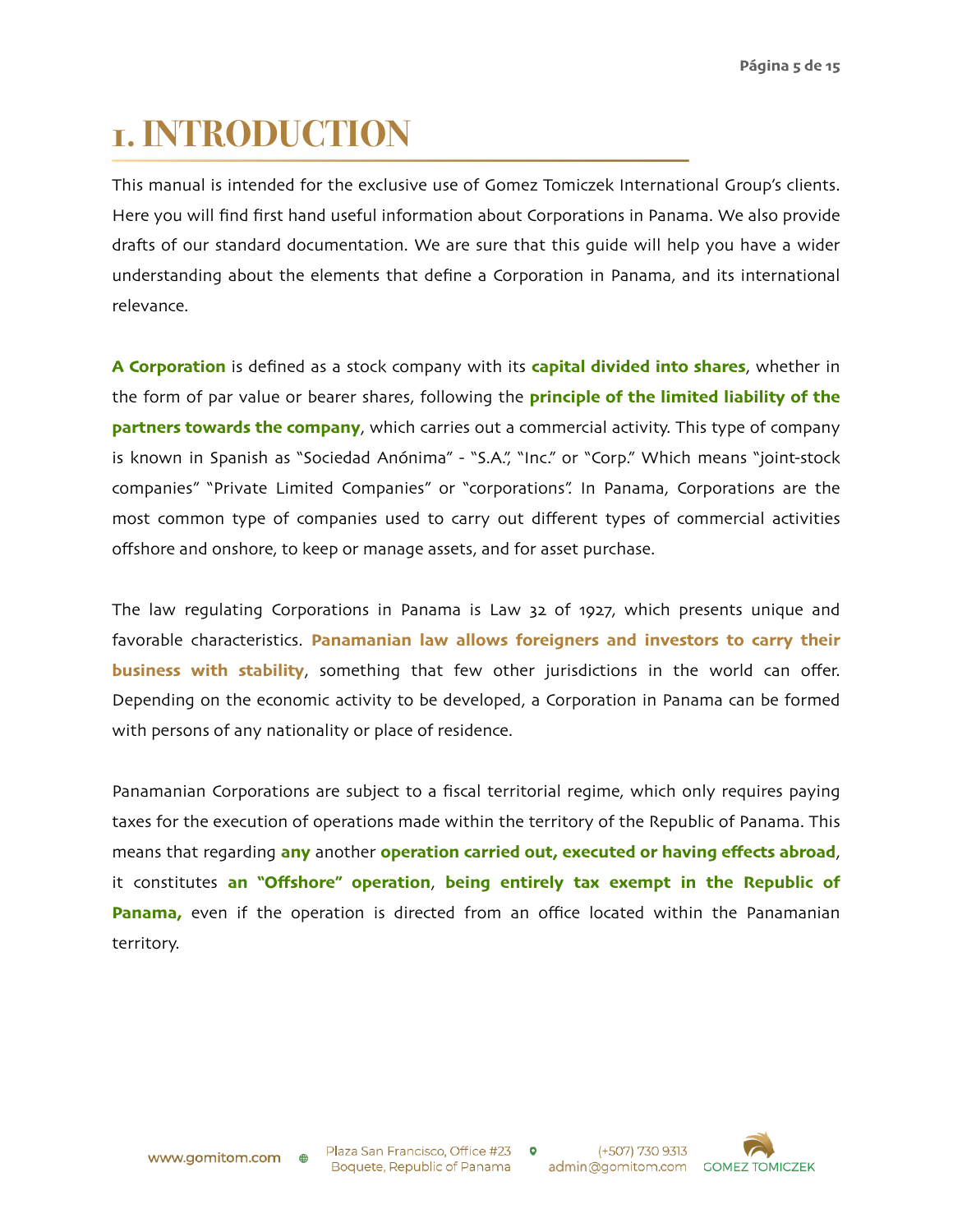# 1. INTRODUCTION

This manual is intended for the exclusive use of Gomez Tomiczek International Group's clients. Here you will find first hand useful information about Corporations in Panama. We also provide drafts of our standard documentation. We are sure that this guide will help you have a wider understanding about the elements that define a Corporation in Panama, and its international relevance.

**A Corporation** is defined as a stock company with its **capital divided into shares**, whether in the form of par value or bearer shares, following the **principle of the limited liability of the partners towards the company**, which carries out a commercial activity. This type of company is known in Spanish as "Sociedad Anónima" - "S.A.", "Inc." or "Corp." Which means "joint-stock companies" "Private Limited Companies" or "corporations". In Panama, Corporations are the most common type of companies used to carry out different types of commercial activities offshore and onshore, to keep or manage assets, and for asset purchase.

The law regulating Corporations in Panama is Law 32 of 1927, which presents unique and favorable characteristics. **Panamanian law allows foreigners and investors to carry their business with stability**, something that few other jurisdictions in the world can offer. Depending on the economic activity to be developed, a Corporation in Panama can be formed with persons of any nationality or place of residence.

Panamanian Corporations are subject to a fiscal territorial regime, which only requires paying taxes for the execution of operations made within the territory of the Republic of Panama. This means that regarding **any** another **operation carried out, executed or having effects abroad**, it constitutes **an "Offshore" operation**, **being entirely tax exempt in the Republic of Panama,** even if the operation is directed from an office located within the Panamanian territory.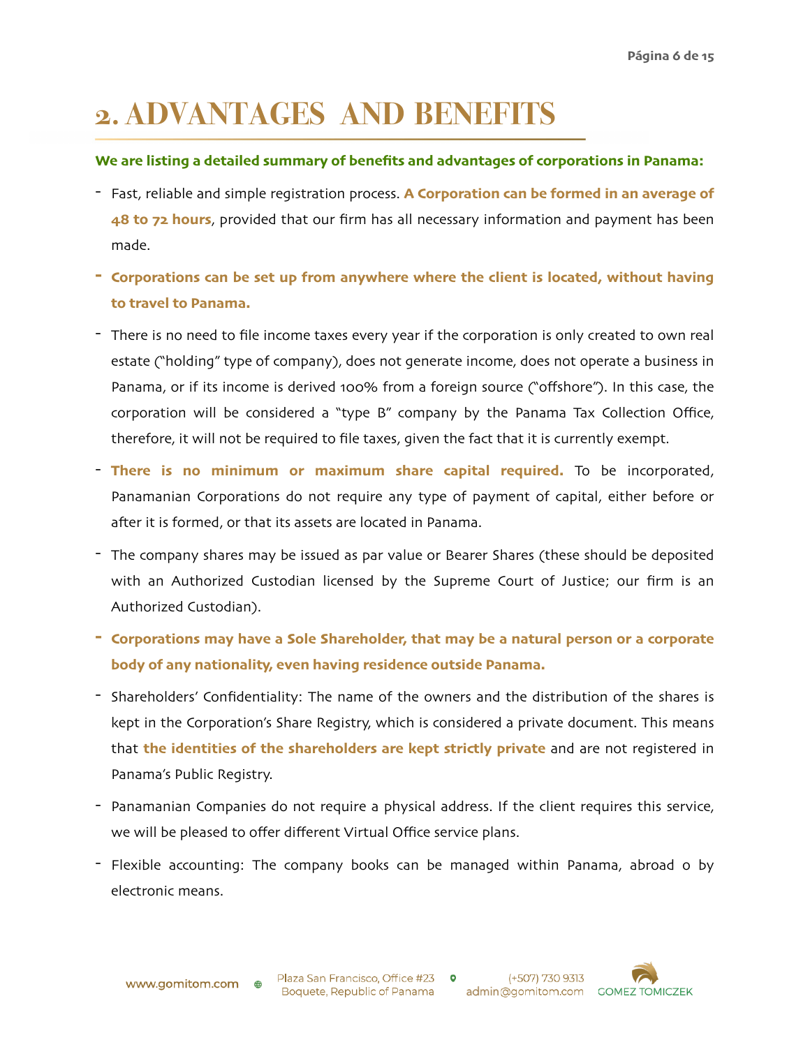# 2. ADVANTAGES AND BENEFITS

**We are listing a detailed summary of benefits and advantages of corporations in Panama:**

- Fast, reliable and simple registration process. **A Corporation can be formed in an average of 48 to 72 hours**, provided that our firm has all necessary information and payment has been made.
- **Corporations can be set up from anywhere where the client is located, without having to travel to Panama.**
- There is no need to file income taxes every year if the corporation is only created to own real estate ("holding" type of company), does not generate income, does not operate a business in Panama, or if its income is derived 100% from a foreign source ("offshore"). In this case, the corporation will be considered a "type B" company by the Panama Tax Collection Office, therefore, it will not be required to file taxes, given the fact that it is currently exempt.
- **There is no minimum or maximum share capital required.** To be incorporated, Panamanian Corporations do not require any type of payment of capital, either before or after it is formed, or that its assets are located in Panama.
- The company shares may be issued as par value or Bearer Shares (these should be deposited with an Authorized Custodian licensed by the Supreme Court of Justice; our firm is an Authorized Custodian).
- **Corporations may have a Sole Shareholder, that may be a natural person or a corporate body of any nationality, even having residence outside Panama.**
- Shareholders' Confidentiality: The name of the owners and the distribution of the shares is kept in the Corporation's Share Registry, which is considered a private document. This means that **the identities of the shareholders are kept strictly private** and are not registered in Panama's Public Registry.
- Panamanian Companies do not require a physical address. If the client requires this service, we will be pleased to offer different Virtual Office service plans.
- Flexible accounting: The company books can be managed within Panama, abroad o by electronic means.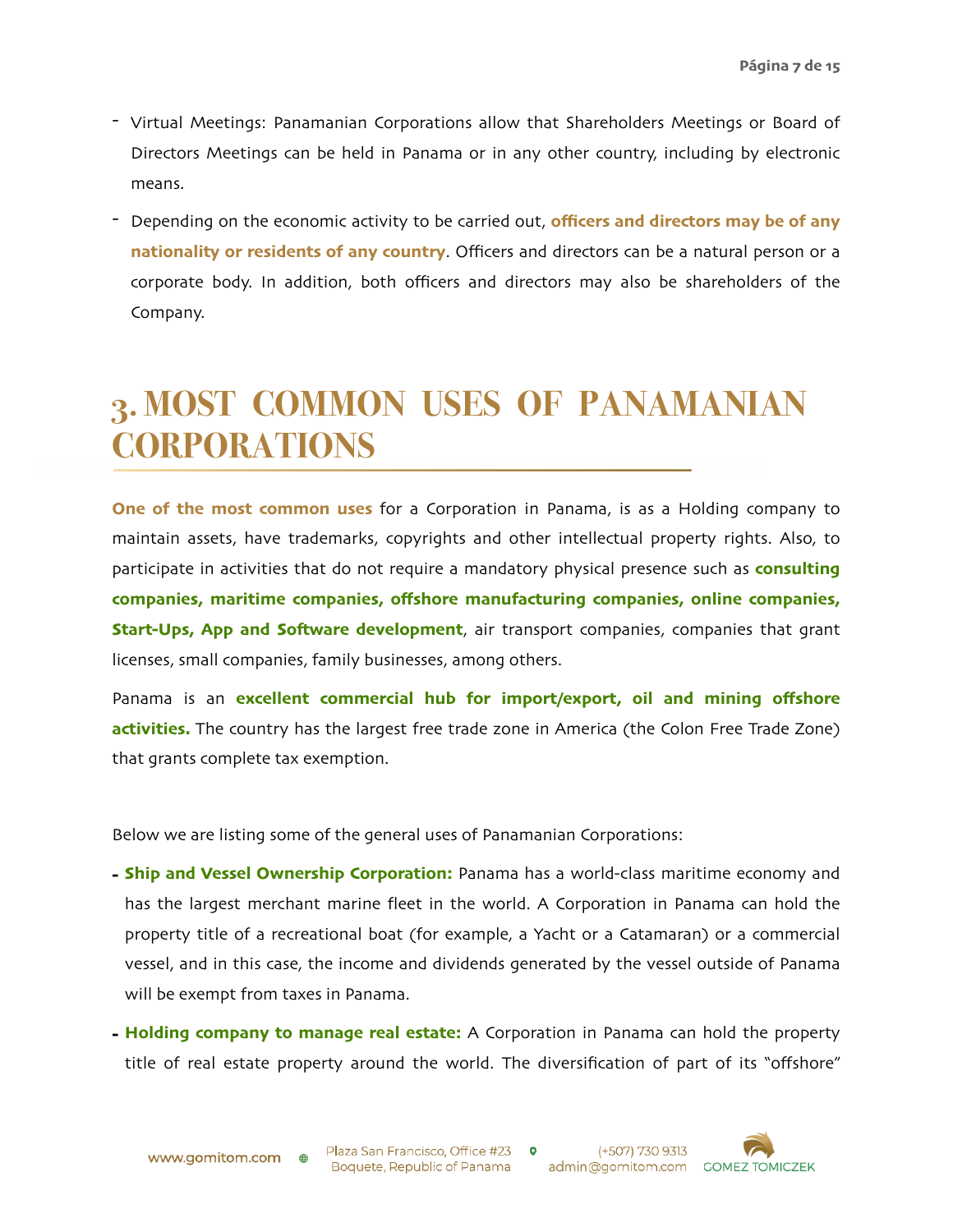- Virtual Meetings: Panamanian Corporations allow that Shareholders Meetings or Board of Directors Meetings can be held in Panama or in any other country, including by electronic means.
- Depending on the economic activity to be carried out, **officers and directors may be of any nationality or residents of any country**. Officers and directors can be a natural person or a corporate body. In addition, both officers and directors may also be shareholders of the Company.

# 3. MOST COMMON USES OF PANAMANIAN CORPORATIONS

**One of the most common uses** for a Corporation in Panama, is as a Holding company to maintain assets, have trademarks, copyrights and other intellectual property rights. Also, to participate in activities that do not require a mandatory physical presence such as **consulting companies, maritime companies, offshore manufacturing companies, online companies, Start-Ups, App and Software development**, air transport companies, companies that grant licenses, small companies, family businesses, among others.

Panama is an **excellent commercial hub for import/export, oil and mining offshore activities.** The country has the largest free trade zone in America (the Colon Free Trade Zone) that grants complete tax exemption.

Below we are listing some of the general uses of Panamanian Corporations:

- **Ship and Vessel Ownership Corporation:** Panama has a world-class maritime economy and has the largest merchant marine fleet in the world. A Corporation in Panama can hold the property title of a recreational boat (for example, a Yacht or a Catamaran) or a commercial vessel, and in this case, the income and dividends generated by the vessel outside of Panama will be exempt from taxes in Panama.
- **Holding company to manage real estate:** A Corporation in Panama can hold the property title of real estate property around the world. The diversification of part of its "offshore"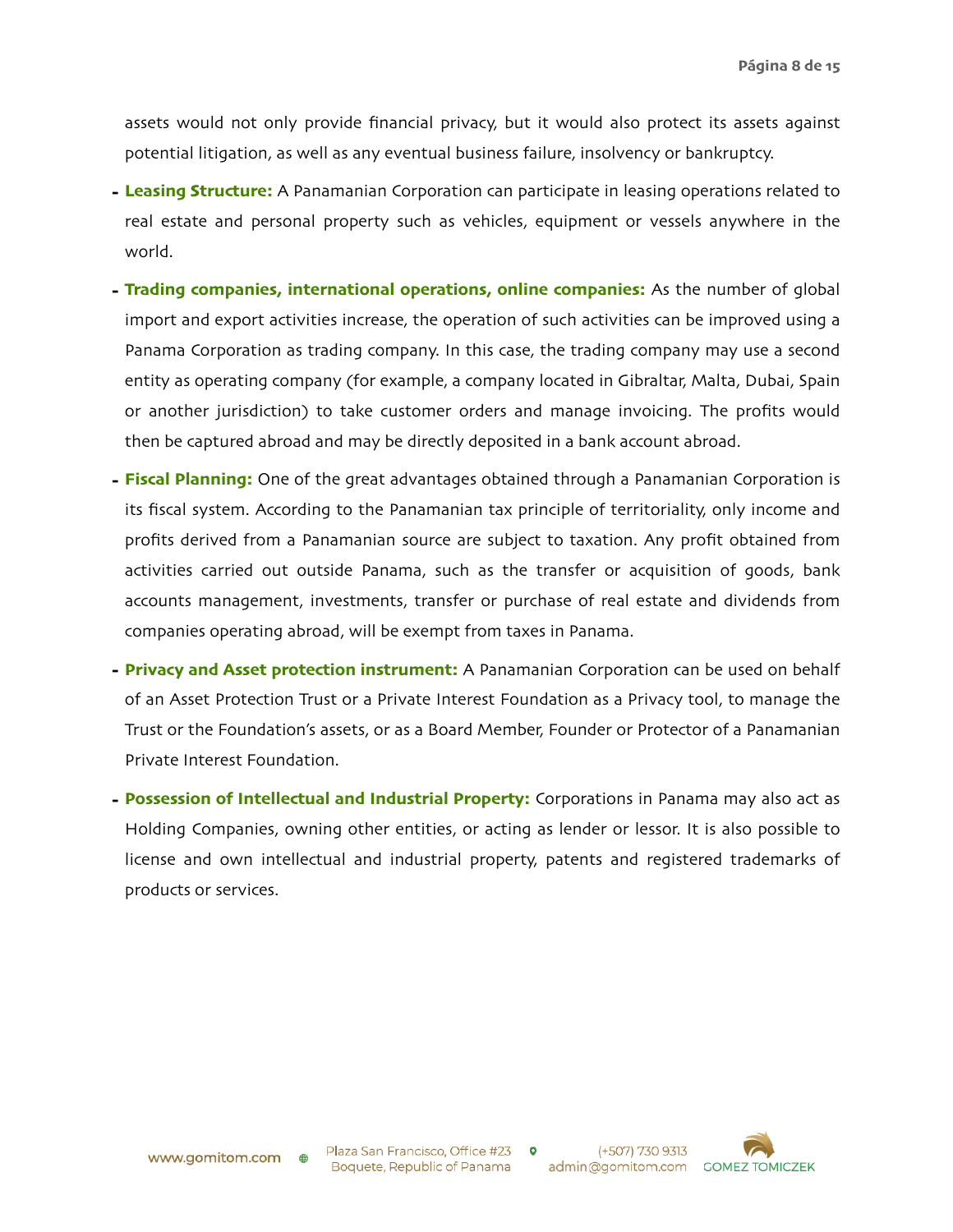assets would not only provide financial privacy, but it would also protect its assets against potential litigation, as well as any eventual business failure, insolvency or bankruptcy.

- **Leasing Structure:** A Panamanian Corporation can participate in leasing operations related to real estate and personal property such as vehicles, equipment or vessels anywhere in the world.
- **Trading companies, international operations, online companies:** As the number of global import and export activities increase, the operation of such activities can be improved using a Panama Corporation as trading company. In this case, the trading company may use a second entity as operating company (for example, a company located in Gibraltar, Malta, Dubai, Spain or another jurisdiction) to take customer orders and manage invoicing. The profits would then be captured abroad and may be directly deposited in a bank account abroad.
- **Fiscal Planning:** One of the great advantages obtained through a Panamanian Corporation is its fiscal system. According to the Panamanian tax principle of territoriality, only income and profits derived from a Panamanian source are subject to taxation. Any profit obtained from activities carried out outside Panama, such as the transfer or acquisition of goods, bank accounts management, investments, transfer or purchase of real estate and dividends from companies operating abroad, will be exempt from taxes in Panama.
- **Privacy and Asset protection instrument:** A Panamanian Corporation can be used on behalf of an Asset Protection Trust or a Private Interest Foundation as a Privacy tool, to manage the Trust or the Foundation's assets, or as a Board Member, Founder or Protector of a Panamanian Private Interest Foundation.
- **Possession of Intellectual and Industrial Property:** Corporations in Panama may also act as Holding Companies, owning other entities, or acting as lender or lessor. It is also possible to license and own intellectual and industrial property, patents and registered trademarks of products or services.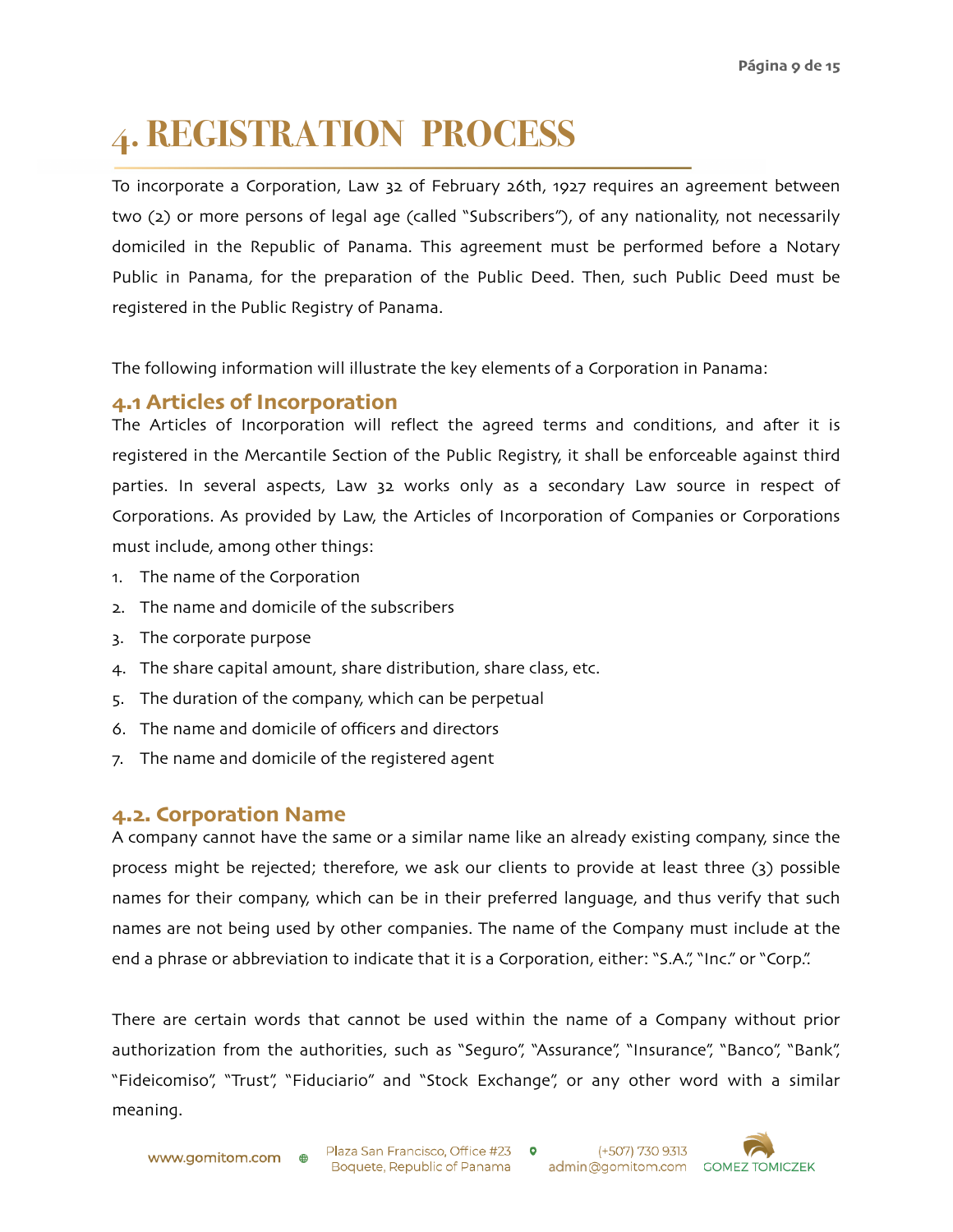# 4. REGISTRATION PROCESS

To incorporate a Corporation, Law 32 of February 26th, 1927 requires an agreement between two (2) or more persons of legal age (called "Subscribers"), of any nationality, not necessarily domiciled in the Republic of Panama. This agreement must be performed before a Notary Public in Panama, for the preparation of the Public Deed. Then, such Public Deed must be registered in the Public Registry of Panama.

The following information will illustrate the key elements of a Corporation in Panama:

## 4.1 Articles of Incorporation

The Articles of Incorporation will reflect the agreed terms and conditions, and after it is registered in the Mercantile Section of the Public Registry, it shall be enforceable against third parties. In several aspects, Law 32 works only as a secondary Law source in respect of Corporations. As provided by Law, the Articles of Incorporation of Companies or Corporations must include, among other things:

1. The name of the Corporation
2. The name and domicile of the subscribers
3. The corporate purpose
4. The share capital amount, share distribution, share class, etc.
5. The duration of the company, which can be perpetual
6. The name and domicile of officers and directors
7. The name and domicile of the registered agent

## 4.2. Corporation Name

A company cannot have the same or a similar name like an already existing company, since the process might be rejected; therefore, we ask our clients to provide at least three (3) possible names for their company, which can be in their preferred language, and thus verify that such names are not being used by other companies. The name of the Company must include at the end a phrase or abbreviation to indicate that it is a Corporation, either: "S.A.", "Inc." or "Corp.".

There are certain words that cannot be used within the name of a Company without prior authorization from the authorities, such as "Seguro", "Assurance", "Insurance", "Banco", "Bank", "Fideicomiso", "Trust", "Fiduciario" and "Stock Exchange", or any other word with a similar meaning.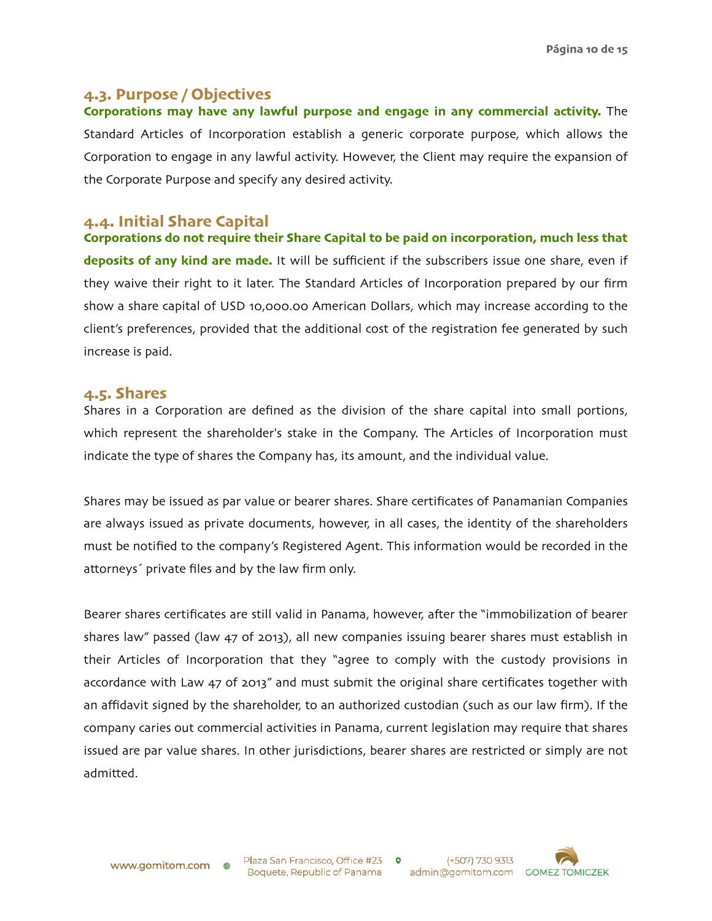## 4.3. Purpose / Objectives

**Corporations may have any lawful purpose and engage in any commercial activity.** The Standard Articles of Incorporation establish a generic corporate purpose, which allows the Corporation to engage in any lawful activity. However, the Client may require the expansion of the Corporate Purpose and specify any desired activity.

## 4.4. Initial Share Capital

**Corporations do not require their Share Capital to be paid on incorporation, much less that deposits of any kind are made.** It will be sufficient if the subscribers issue one share, even if they waive their right to it later. The Standard Articles of Incorporation prepared by our firm show a share capital of USD 10,000.00 American Dollars, which may increase according to the client's preferences, provided that the additional cost of the registration fee generated by such increase is paid.

## 4.5. Shares

Shares in a Corporation are defined as the division of the share capital into small portions, which represent the shareholder's stake in the Company. The Articles of Incorporation must indicate the type of shares the Company has, its amount, and the individual value.

Shares may be issued as par value or bearer shares. Share certificates of Panamanian Companies are always issued as private documents, however, in all cases, the identity of the shareholders must be notified to the company's Registered Agent. This information would be recorded in the attorneys´ private files and by the law firm only.

Bearer shares certificates are still valid in Panama, however, after the "immobilization of bearer shares law" passed (law 47 of 2013), all new companies issuing bearer shares must establish in their Articles of Incorporation that they "agree to comply with the custody provisions in accordance with Law 47 of 2013" and must submit the original share certificates together with an affidavit signed by the shareholder, to an authorized custodian (such as our law firm). If the company caries out commercial activities in Panama, current legislation may require that shares issued are par value shares. In other jurisdictions, bearer shares are restricted or simply are not admitted.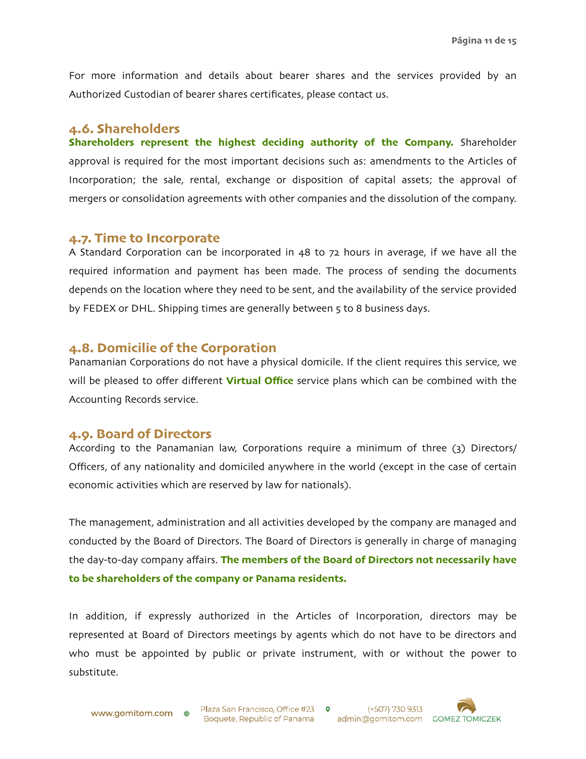For more information and details about bearer shares and the services provided by an Authorized Custodian of bearer shares certificates, please contact us.

### 4.6. Shareholders

**Shareholders represent the highest deciding authority of the Company.** Shareholder approval is required for the most important decisions such as: amendments to the Articles of Incorporation; the sale, rental, exchange or disposition of capital assets; the approval of mergers or consolidation agreements with other companies and the dissolution of the company.

### 4.7. Time to Incorporate

A Standard Corporation can be incorporated in 48 to 72 hours in average, if we have all the required information and payment has been made. The process of sending the documents depends on the location where they need to be sent, and the availability of the service provided by FEDEX or DHL. Shipping times are generally between 5 to 8 business days.

### 4.8. Domicilie of the Corporation

Panamanian Corporations do not have a physical domicile. If the client requires this service, we will be pleased to offer different **Virtual Office** service plans which can be combined with the Accounting Records service.

### 4.9. Board of Directors

According to the Panamanian law, Corporations require a minimum of three (3) Directors/ Officers, of any nationality and domiciled anywhere in the world (except in the case of certain economic activities which are reserved by law for nationals).

The management, administration and all activities developed by the company are managed and conducted by the Board of Directors. The Board of Directors is generally in charge of managing the day-to-day company affairs. **The members of the Board of Directors not necessarily have to be shareholders of the company or Panama residents.**

In addition, if expressly authorized in the Articles of Incorporation, directors may be represented at Board of Directors meetings by agents which do not have to be directors and who must be appointed by public or private instrument, with or without the power to substitute.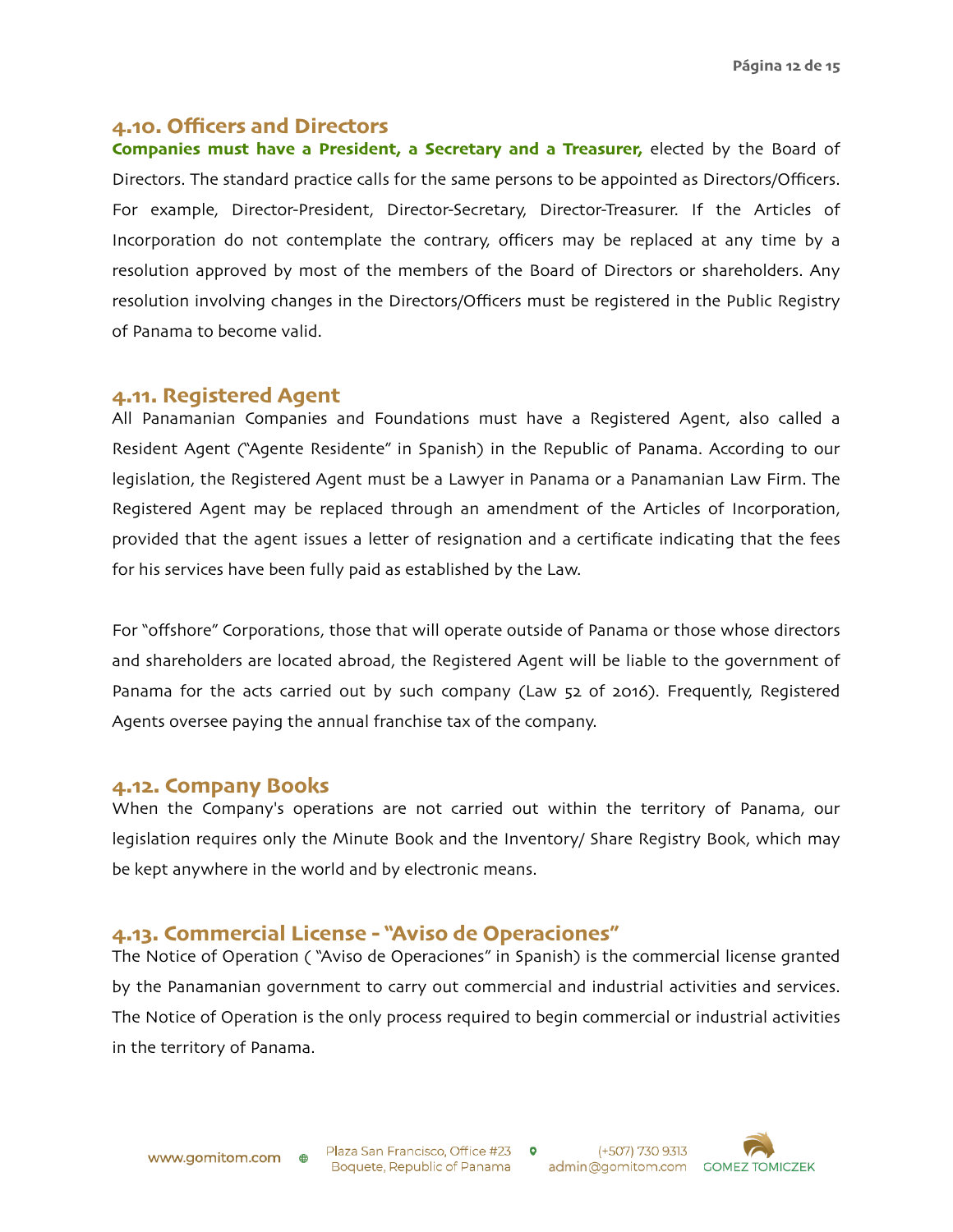## 4.10. Officers and Directors

**Companies must have a President, a Secretary and a Treasurer,** elected by the Board of Directors. The standard practice calls for the same persons to be appointed as Directors/Officers. For example, Director-President, Director-Secretary, Director-Treasurer. If the Articles of Incorporation do not contemplate the contrary, officers may be replaced at any time by a resolution approved by most of the members of the Board of Directors or shareholders. Any resolution involving changes in the Directors/Officers must be registered in the Public Registry of Panama to become valid.

## 4.11. Registered Agent

All Panamanian Companies and Foundations must have a Registered Agent, also called a Resident Agent ("Agente Residente" in Spanish) in the Republic of Panama. According to our legislation, the Registered Agent must be a Lawyer in Panama or a Panamanian Law Firm. The Registered Agent may be replaced through an amendment of the Articles of Incorporation, provided that the agent issues a letter of resignation and a certificate indicating that the fees for his services have been fully paid as established by the Law.

For "offshore" Corporations, those that will operate outside of Panama or those whose directors and shareholders are located abroad, the Registered Agent will be liable to the government of Panama for the acts carried out by such company (Law 52 of 2016). Frequently, Registered Agents oversee paying the annual franchise tax of the company.

## 4.12. Company Books

When the Company's operations are not carried out within the territory of Panama, our legislation requires only the Minute Book and the Inventory/ Share Registry Book, which may be kept anywhere in the world and by electronic means.

## 4.13. Commercial License - "Aviso de Operaciones"

The Notice of Operation ( "Aviso de Operaciones" in Spanish) is the commercial license granted by the Panamanian government to carry out commercial and industrial activities and services. The Notice of Operation is the only process required to begin commercial or industrial activities in the territory of Panama.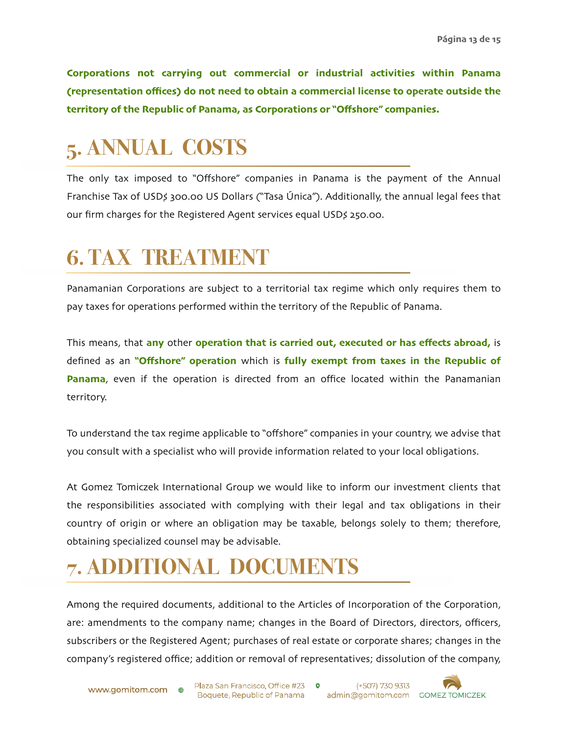**Corporations not carrying out commercial or industrial activities within Panama (representation offices) do not need to obtain a commercial license to operate outside the territory of the Republic of Panama, as Corporations or "Offshore" companies.**

# 5. ANNUAL COSTS

The only tax imposed to "Offshore" companies in Panama is the payment of the Annual Franchise Tax of USD$ 300.00 US Dollars ("Tasa Única"). Additionally, the annual legal fees that our firm charges for the Registered Agent services equal USD$ 250.00.

# 6. TAX TREATMENT

Panamanian Corporations are subject to a territorial tax regime which only requires them to pay taxes for operations performed within the territory of the Republic of Panama.

This means, that **any** other **operation that is carried out, executed or has effects abroad,** is defined as an **"Offshore" operation** which is **fully exempt from taxes in the Republic of Panama**, even if the operation is directed from an office located within the Panamanian territory.

To understand the tax regime applicable to "offshore" companies in your country, we advise that you consult with a specialist who will provide information related to your local obligations.

At Gomez Tomiczek International Group we would like to inform our investment clients that the responsibilities associated with complying with their legal and tax obligations in their country of origin or where an obligation may be taxable, belongs solely to them; therefore, obtaining specialized counsel may be advisable.

# 7. ADDITIONAL DOCUMENTS

Among the required documents, additional to the Articles of Incorporation of the Corporation, are: amendments to the company name; changes in the Board of Directors, directors, officers, subscribers or the Registered Agent; purchases of real estate or corporate shares; changes in the company's registered office; addition or removal of representatives; dissolution of the company,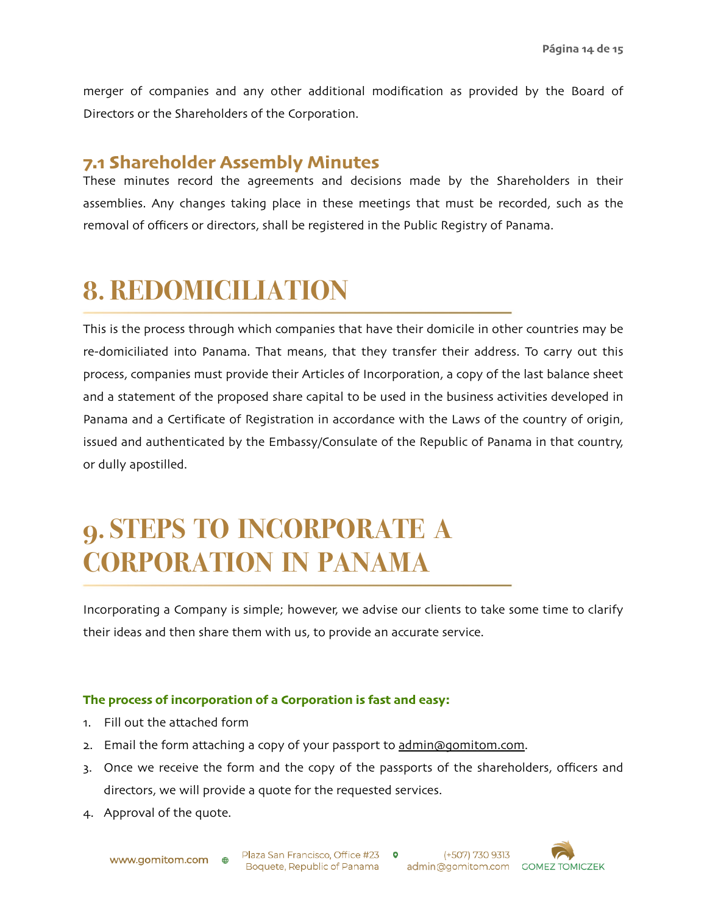merger of companies and any other additional modification as provided by the Board of Directors or the Shareholders of the Corporation.

### 7.1 Shareholder Assembly Minutes

These minutes record the agreements and decisions made by the Shareholders in their assemblies. Any changes taking place in these meetings that must be recorded, such as the removal of officers or directors, shall be registered in the Public Registry of Panama.

# 8. REDOMICILIATION

This is the process through which companies that have their domicile in other countries may be re-domiciliated into Panama. That means, that they transfer their address. To carry out this process, companies must provide their Articles of Incorporation, a copy of the last balance sheet and a statement of the proposed share capital to be used in the business activities developed in Panama and a Certificate of Registration in accordance with the Laws of the country of origin, issued and authenticated by the Embassy/Consulate of the Republic of Panama in that country, or dully apostilled.

# 9. STEPS TO INCORPORATE A CORPORATION IN PANAMA

Incorporating a Company is simple; however, we advise our clients to take some time to clarify their ideas and then share them with us, to provide an accurate service.

**The process of incorporation of a Corporation is fast and easy:**

1. Fill out the attached form
2. Email the form attaching a copy of your passport to admin@gomitom.com.
3. Once we receive the form and the copy of the passports of the shareholders, officers and directors, we will provide a quote for the requested services.
4. Approval of the quote.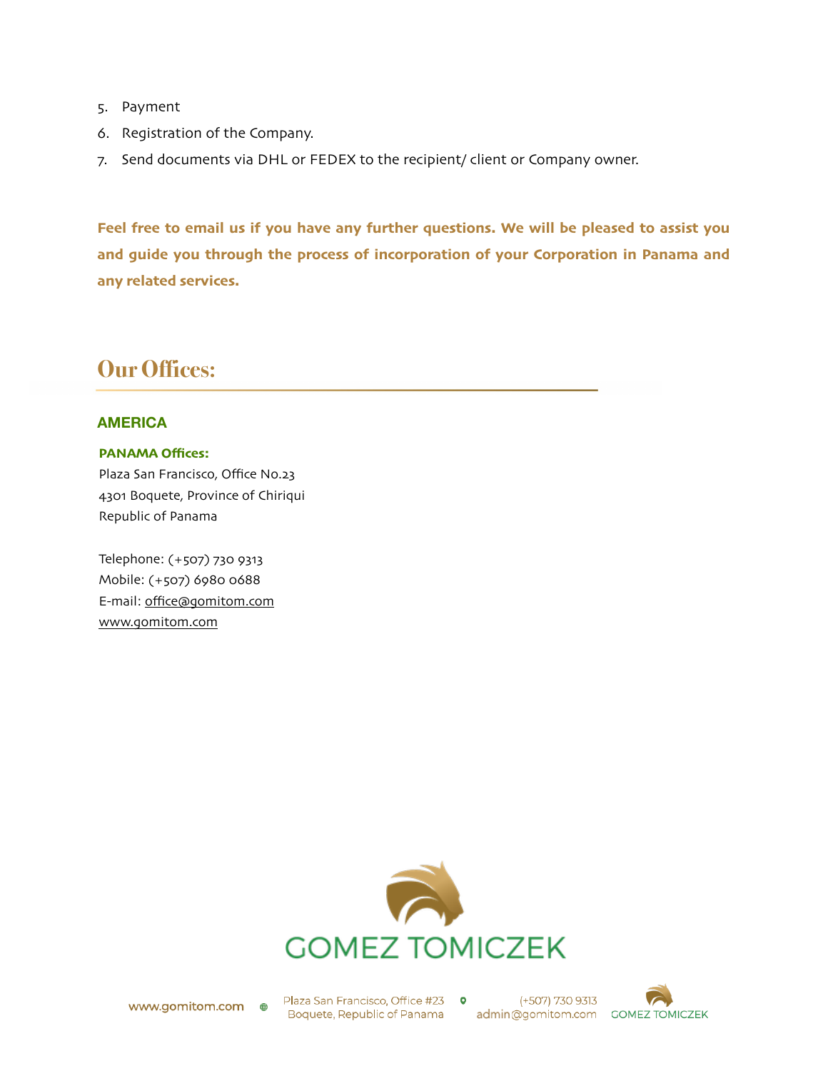5. Payment
6. Registration of the Company.
7. Send documents via DHL or FEDEX to the recipient/ client or Company owner.

**Feel free to email us if you have any further questions. We will be pleased to assist you and guide you through the process of incorporation of your Corporation in Panama and any related services.**

## Our Offices:

### AMERICA

**PANAMA Offices:**
Plaza San Francisco, Office No.23
4301 Boquete, Province of Chiriqui
Republic of Panama

Telephone: (+507) 730 9313
Mobile: (+507) 6980 0688
E-mail: office@gomitom.com
www.gomitom.com

GOMEZ TOMICZEK